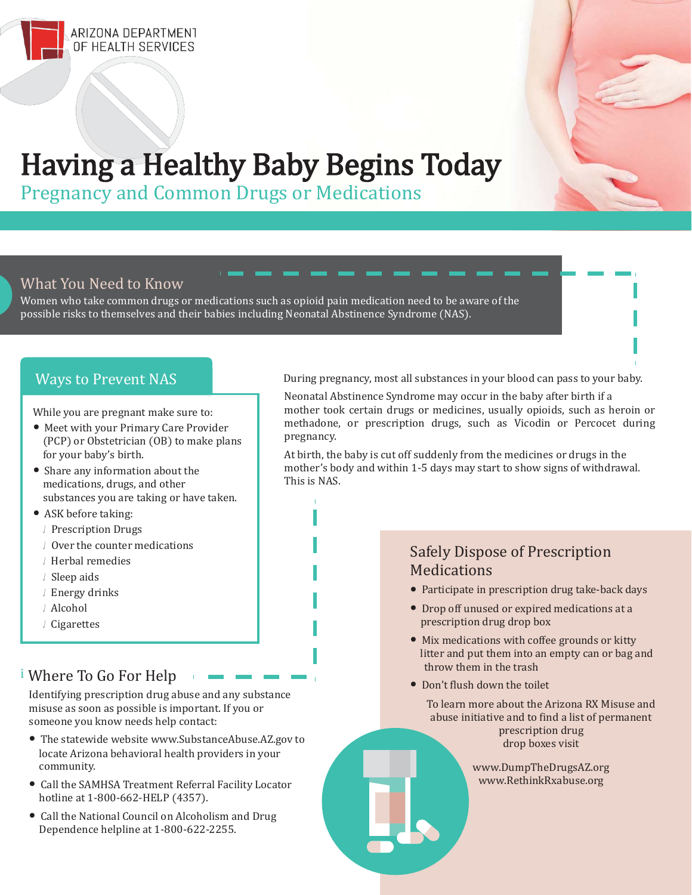ARIZONA DEPARTMENT OF HEALTH SERVICES

# Having a Healthy Baby Begins Today

## Pregnancy and Common Drugs or Medications

### What You Need to Know

Women who take common drugs or medications such as opioid pain medication need to be aware of the possible risks to themselves and their babies including Neonatal Abstinence Syndrome (NAS).

### Ways to Prevent NAS

While you are pregnant make sure to:

- Meet with your Primary Care Provider (PCP) or Obstetrician (OB) to make plans for your baby's birth.
- Share any information about the medications, drugs, and other substances you are taking or have taken.
- ASK before taking:
  - Prescription Drugs
  - Over the counter medications
  - Herbal remedies
  - Sleep aids
  - Energy drinks
  - Alcohol
  - Cigarettes

During pregnancy, most all substances in your blood can pass to your baby.

Neonatal Abstinence Syndrome may occur in the baby after birth if a mother took certain drugs or medicines, usually opioids, such as heroin or methadone, or prescription drugs, such as Vicodin or Percocet during pregnancy.

At birth, the baby is cut off suddenly from the medicines or drugs in the mother's body and within 1-5 days may start to show signs of withdrawal. This is NAS.

### Where To Go For Help

Identifying prescription drug abuse and any substance misuse as soon as possible is important. If you or someone you know needs help contact:

- The statewide website www.SubstanceAbuse.AZ.gov to locate Arizona behavioral health providers in your community.
- Call the SAMHSA Treatment Referral Facility Locator hotline at 1-800-662-HELP (4357).
- Call the National Council on Alcoholism and Drug Dependence helpline at 1-800-622-2255.

### Safely Dispose of Prescription Medications

- Participate in prescription drug take-back days
- Drop off unused or expired medications at a prescription drug drop box
- Mix medications with coffee grounds or kitty litter and put them into an empty can or bag and throw them in the trash
- Don't flush down the toilet

To learn more about the Arizona RX Misuse and abuse initiative and to find a list of permanent prescription drug drop boxes visit

www.DumpTheDrugsAZ.org
www.RethinkRxabuse.org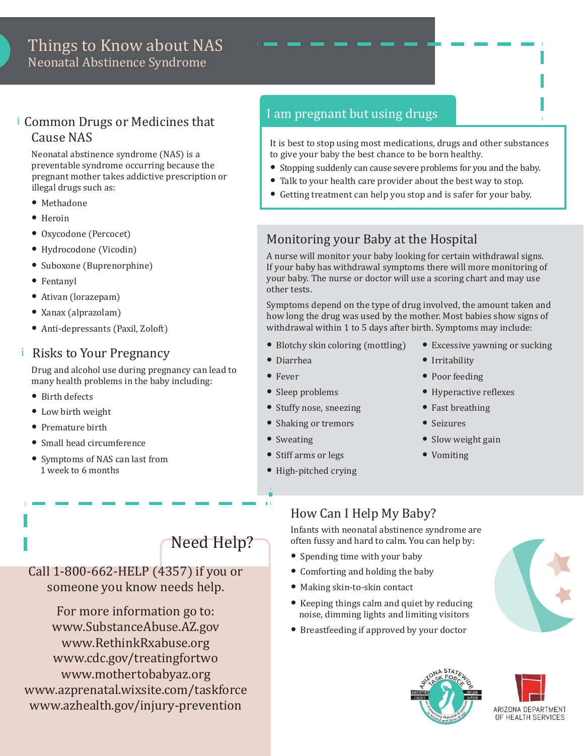# Things to Know about NAS
## Neonatal Abstinence Syndrome

## Common Drugs or Medicines that Cause NAS

Neonatal abstinence syndrome (NAS) is a preventable syndrome occurring because the pregnant mother takes addictive prescription or illegal drugs such as:

- Methadone
- Heroin
- Oxycodone (Percocet)
- Hydrocodone (Vicodin)
- Suboxone (Buprenorphine)
- Fentanyl
- Ativan (lorazepam)
- Xanax (alprazolam)
- Anti-depressants (Paxil, Zoloft)

## Risks to Your Pregnancy

Drug and alcohol use during pregnancy can lead to many health problems in the baby including:

- Birth defects
- Low birth weight
- Premature birth
- Small head circumference
- Symptoms of NAS can last from 1 week to 6 months

## I am pregnant but using drugs

It is best to stop using most medications, drugs and other substances to give your baby the best chance to be born healthy.

- Stopping suddenly can cause severe problems for you and the baby.
- Talk to your health care provider about the best way to stop.
- Getting treatment can help you stop and is safer for your baby.

## Monitoring your Baby at the Hospital

A nurse will monitor your baby looking for certain withdrawal signs. If your baby has withdrawal symptoms there will more monitoring of your baby. The nurse or doctor will use a scoring chart and may use other tests.

Symptoms depend on the type of drug involved, the amount taken and how long the drug was used by the mother. Most babies show signs of withdrawal within 1 to 5 days after birth. Symptoms may include:

- Blotchy skin coloring (mottling)
- Diarrhea
- Fever
- Sleep problems
- Stuffy nose, sneezing
- Shaking or tremors
- Sweating
- Stiff arms or legs
- High-pitched crying
- Excessive yawning or sucking
- Irritability
- Poor feeding
- Hyperactive reflexes
- Fast breathing
- Seizures
- Slow weight gain
- Vomiting

## Need Help?

Call 1-800-662-HELP (4357) if you or someone you know needs help.

For more information go to:
www.SubstanceAbuse.AZ.gov
www.RethinkRxabuse.org
www.cdc.gov/treatingfortwo
www.mothertobabyaz.org
www.azprenatal.wixsite.com/taskforce
www.azhealth.gov/injury-prevention

## How Can I Help My Baby?

Infants with neonatal abstinence syndrome are often fussy and hard to calm. You can help by:

- Spending time with your baby
- Comforting and holding the baby
- Making skin-to-skin contact
- Keeping things calm and quiet by reducing noise, dimming lights and limiting visitors
- Breastfeeding if approved by your doctor

Arizona Statewide Task Force

ARIZONA DEPARTMENT OF HEALTH SERVICES